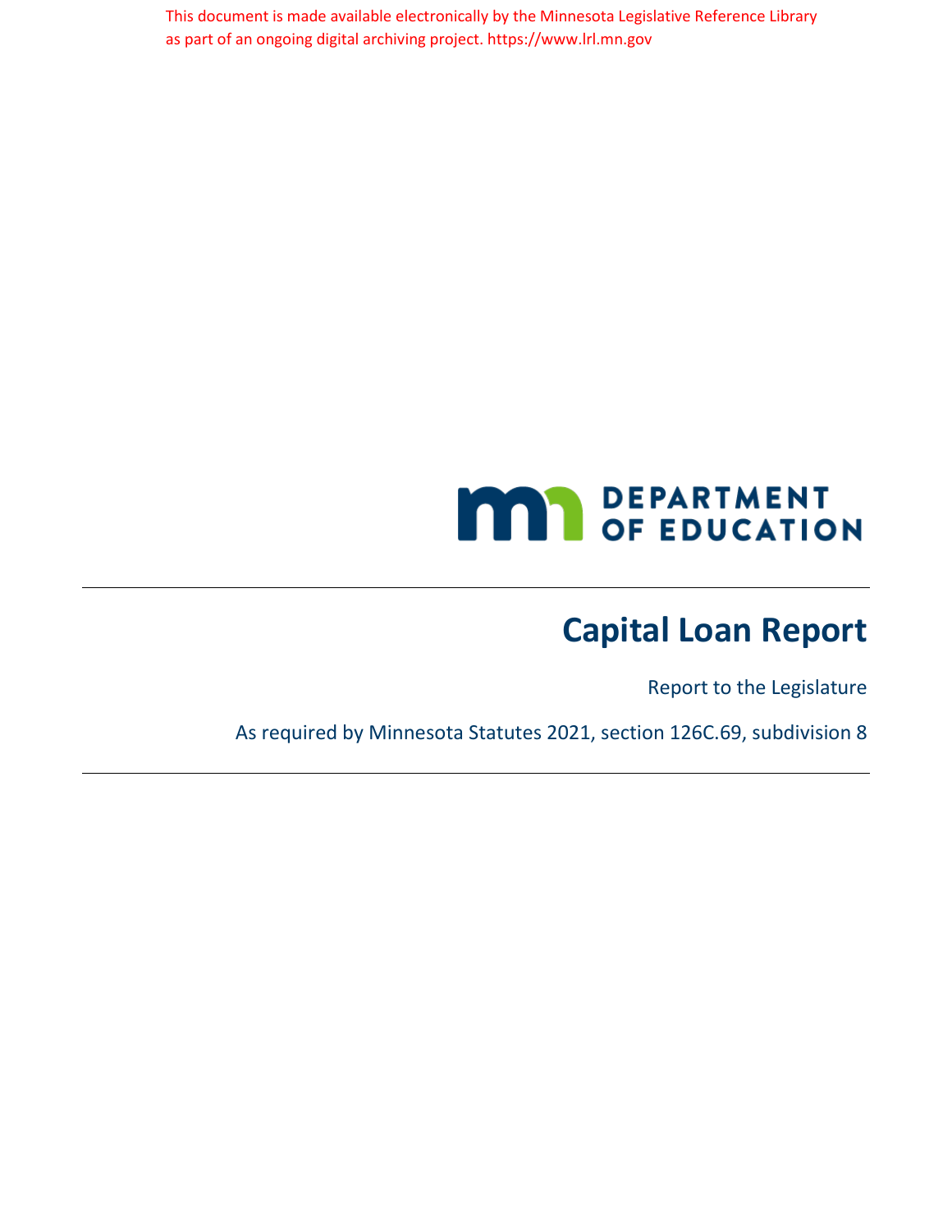This document is made available electronically by the Minnesota Legislative Reference Library as part of an ongoing digital archiving project. https://www.lrl.mn.gov

DEPARTMENT OF EDUCATION

# Capital Loan Report

Report to the Legislature

As required by Minnesota Statutes 2021, section 126C.69, subdivision 8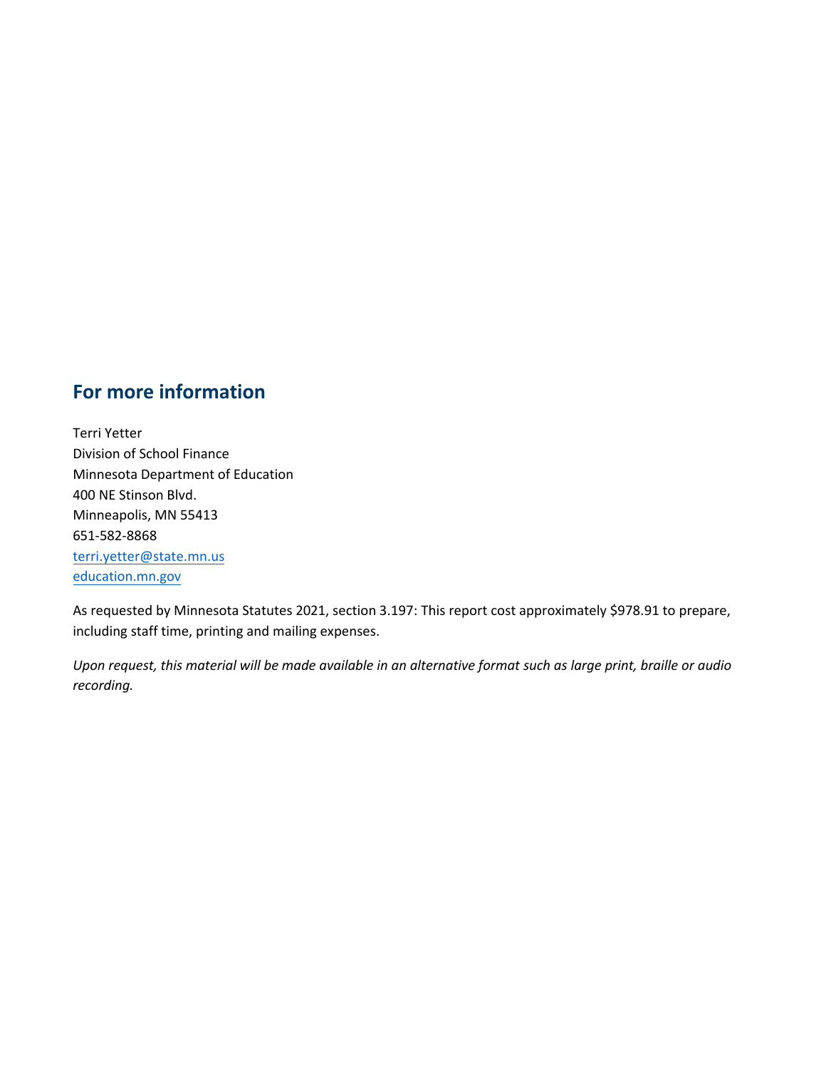## For more information

Terri Yetter  
Division of School Finance  
Minnesota Department of Education  
400 NE Stinson Blvd.  
Minneapolis, MN 55413  
651-582-8868  
terri.yetter@state.mn.us  
education.mn.gov

As requested by Minnesota Statutes 2021, section 3.197: This report cost approximately $978.91 to prepare, including staff time, printing and mailing expenses.

*Upon request, this material will be made available in an alternative format such as large print, braille or audio recording.*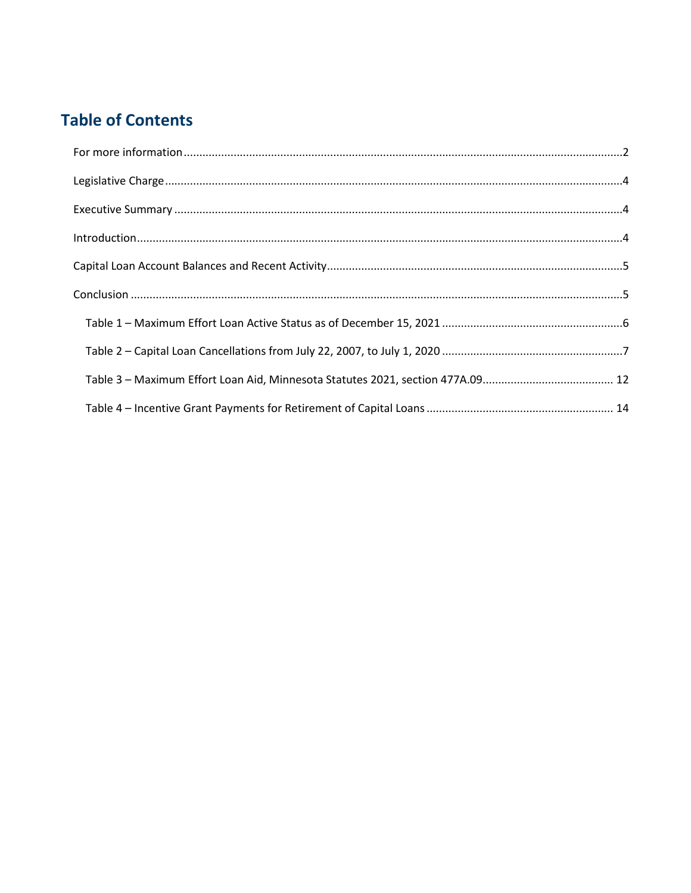# Table of Contents

For more information....2

Legislative Charge....4

Executive Summary....4

Introduction....4

Capital Loan Account Balances and Recent Activity....5

Conclusion....5

- Table 1 – Maximum Effort Loan Active Status as of December 15, 2021....6
- Table 2 – Capital Loan Cancellations from July 22, 2007, to July 1, 2020....7
- Table 3 – Maximum Effort Loan Aid, Minnesota Statutes 2021, section 477A.09....12
- Table 4 – Incentive Grant Payments for Retirement of Capital Loans....14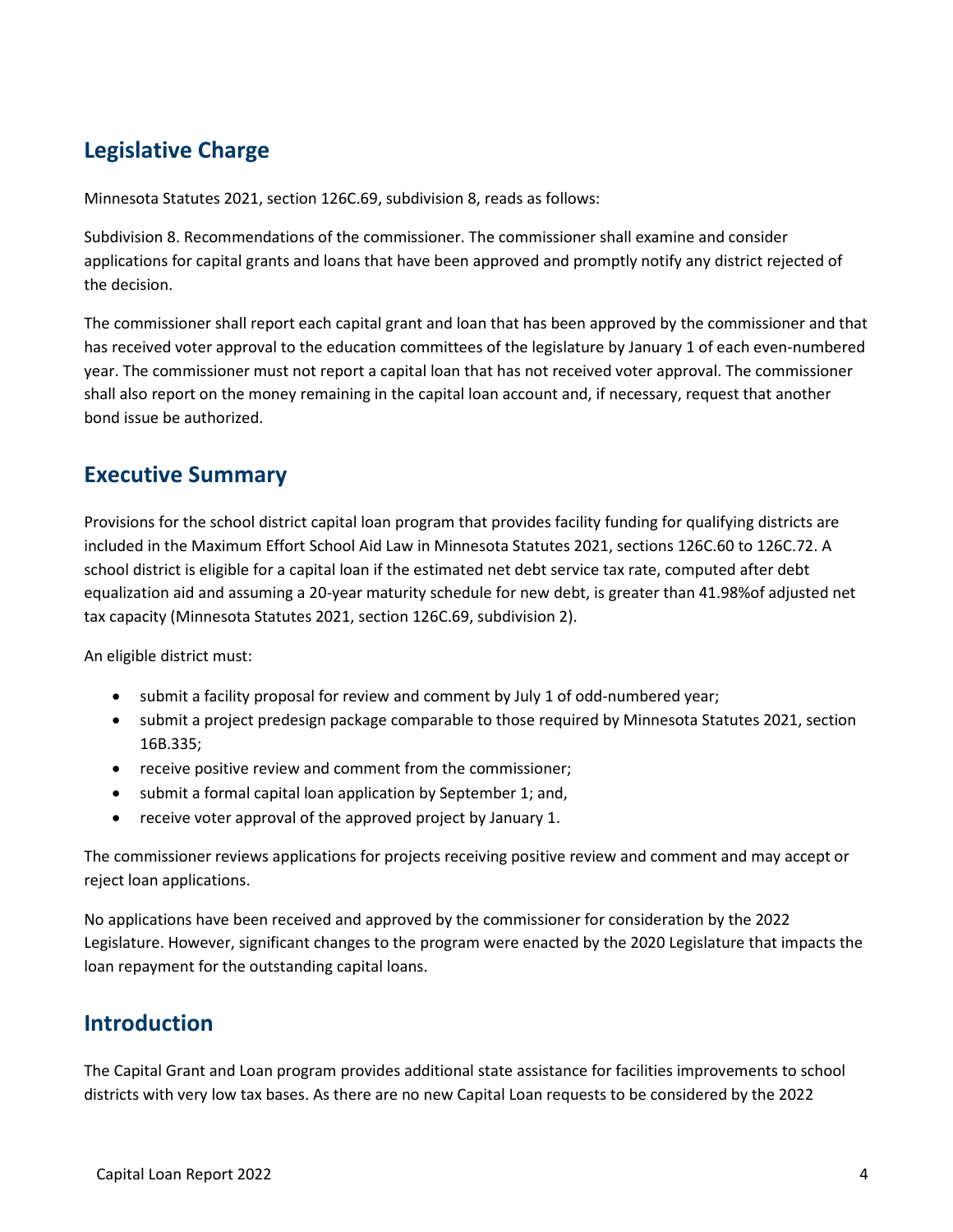## Legislative Charge

Minnesota Statutes 2021, section 126C.69, subdivision 8, reads as follows:

Subdivision 8. Recommendations of the commissioner. The commissioner shall examine and consider applications for capital grants and loans that have been approved and promptly notify any district rejected of the decision.

The commissioner shall report each capital grant and loan that has been approved by the commissioner and that has received voter approval to the education committees of the legislature by January 1 of each even-numbered year. The commissioner must not report a capital loan that has not received voter approval. The commissioner shall also report on the money remaining in the capital loan account and, if necessary, request that another bond issue be authorized.

## Executive Summary

Provisions for the school district capital loan program that provides facility funding for qualifying districts are included in the Maximum Effort School Aid Law in Minnesota Statutes 2021, sections 126C.60 to 126C.72. A school district is eligible for a capital loan if the estimated net debt service tax rate, computed after debt equalization aid and assuming a 20-year maturity schedule for new debt, is greater than 41.98%of adjusted net tax capacity (Minnesota Statutes 2021, section 126C.69, subdivision 2).

An eligible district must:

- submit a facility proposal for review and comment by July 1 of odd-numbered year;
- submit a project predesign package comparable to those required by Minnesota Statutes 2021, section 16B.335;
- receive positive review and comment from the commissioner;
- submit a formal capital loan application by September 1; and,
- receive voter approval of the approved project by January 1.

The commissioner reviews applications for projects receiving positive review and comment and may accept or reject loan applications.

No applications have been received and approved by the commissioner for consideration by the 2022 Legislature. However, significant changes to the program were enacted by the 2020 Legislature that impacts the loan repayment for the outstanding capital loans.

## Introduction

The Capital Grant and Loan program provides additional state assistance for facilities improvements to school districts with very low tax bases. As there are no new Capital Loan requests to be considered by the 2022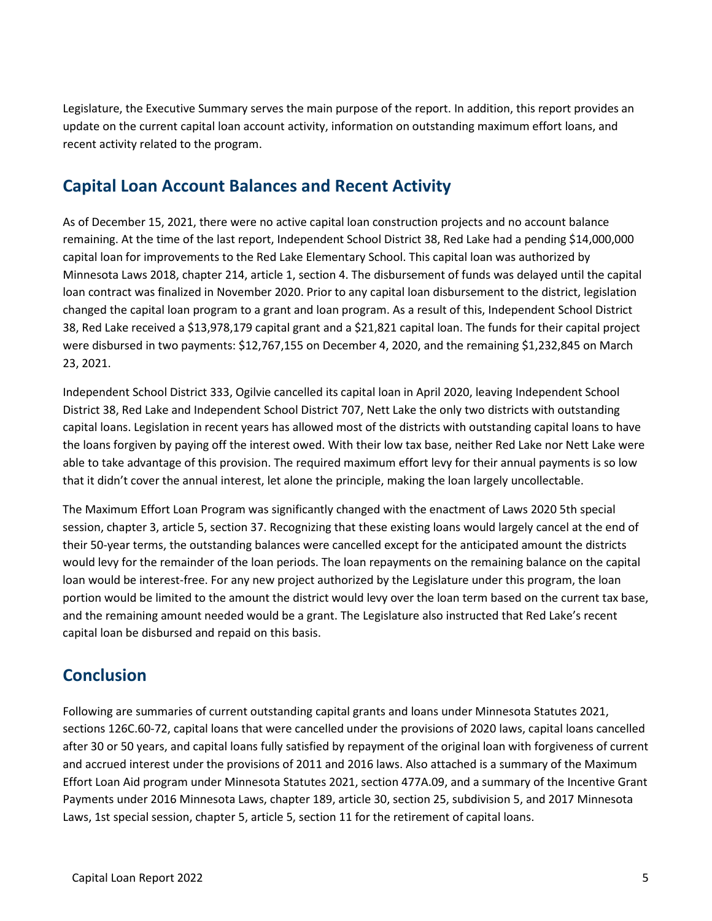Legislature, the Executive Summary serves the main purpose of the report. In addition, this report provides an update on the current capital loan account activity, information on outstanding maximum effort loans, and recent activity related to the program.

## Capital Loan Account Balances and Recent Activity

As of December 15, 2021, there were no active capital loan construction projects and no account balance remaining. At the time of the last report, Independent School District 38, Red Lake had a pending $14,000,000 capital loan for improvements to the Red Lake Elementary School. This capital loan was authorized by Minnesota Laws 2018, chapter 214, article 1, section 4. The disbursement of funds was delayed until the capital loan contract was finalized in November 2020. Prior to any capital loan disbursement to the district, legislation changed the capital loan program to a grant and loan program. As a result of this, Independent School District 38, Red Lake received a $13,978,179 capital grant and a $21,821 capital loan. The funds for their capital project were disbursed in two payments: $12,767,155 on December 4, 2020, and the remaining $1,232,845 on March 23, 2021.

Independent School District 333, Ogilvie cancelled its capital loan in April 2020, leaving Independent School District 38, Red Lake and Independent School District 707, Nett Lake the only two districts with outstanding capital loans. Legislation in recent years has allowed most of the districts with outstanding capital loans to have the loans forgiven by paying off the interest owed. With their low tax base, neither Red Lake nor Nett Lake were able to take advantage of this provision. The required maximum effort levy for their annual payments is so low that it didn't cover the annual interest, let alone the principle, making the loan largely uncollectable.

The Maximum Effort Loan Program was significantly changed with the enactment of Laws 2020 5th special session, chapter 3, article 5, section 37. Recognizing that these existing loans would largely cancel at the end of their 50-year terms, the outstanding balances were cancelled except for the anticipated amount the districts would levy for the remainder of the loan periods. The loan repayments on the remaining balance on the capital loan would be interest-free. For any new project authorized by the Legislature under this program, the loan portion would be limited to the amount the district would levy over the loan term based on the current tax base, and the remaining amount needed would be a grant. The Legislature also instructed that Red Lake's recent capital loan be disbursed and repaid on this basis.

## Conclusion

Following are summaries of current outstanding capital grants and loans under Minnesota Statutes 2021, sections 126C.60-72, capital loans that were cancelled under the provisions of 2020 laws, capital loans cancelled after 30 or 50 years, and capital loans fully satisfied by repayment of the original loan with forgiveness of current and accrued interest under the provisions of 2011 and 2016 laws. Also attached is a summary of the Maximum Effort Loan Aid program under Minnesota Statutes 2021, section 477A.09, and a summary of the Incentive Grant Payments under 2016 Minnesota Laws, chapter 189, article 30, section 25, subdivision 5, and 2017 Minnesota Laws, 1st special session, chapter 5, article 5, section 11 for the retirement of capital loans.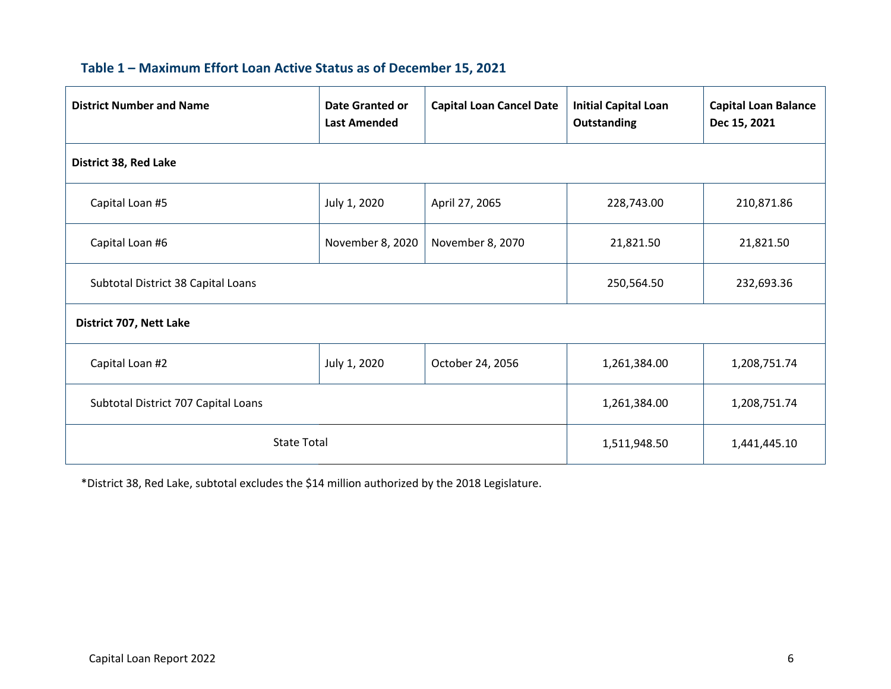### Table 1 – Maximum Effort Loan Active Status as of December 15, 2021

| District Number and Name | Date Granted or Last Amended | Capital Loan Cancel Date | Initial Capital Loan Outstanding | Capital Loan Balance Dec 15, 2021 |
|---|---|---|---|---|
| **District 38, Red Lake** | | | | |
| Capital Loan #5 | July 1, 2020 | April 27, 2065 | 228,743.00 | 210,871.86 |
| Capital Loan #6 | November 8, 2020 | November 8, 2070 | 21,821.50 | 21,821.50 |
| Subtotal District 38 Capital Loans | | | 250,564.50 | 232,693.36 |
| **District 707, Nett Lake** | | | | |
| Capital Loan #2 | July 1, 2020 | October 24, 2056 | 1,261,384.00 | 1,208,751.74 |
| Subtotal District 707 Capital Loans | | | 1,261,384.00 | 1,208,751.74 |
| State Total | | | 1,511,948.50 | 1,441,445.10 |

*District 38, Red Lake, subtotal excludes the $14 million authorized by the 2018 Legislature.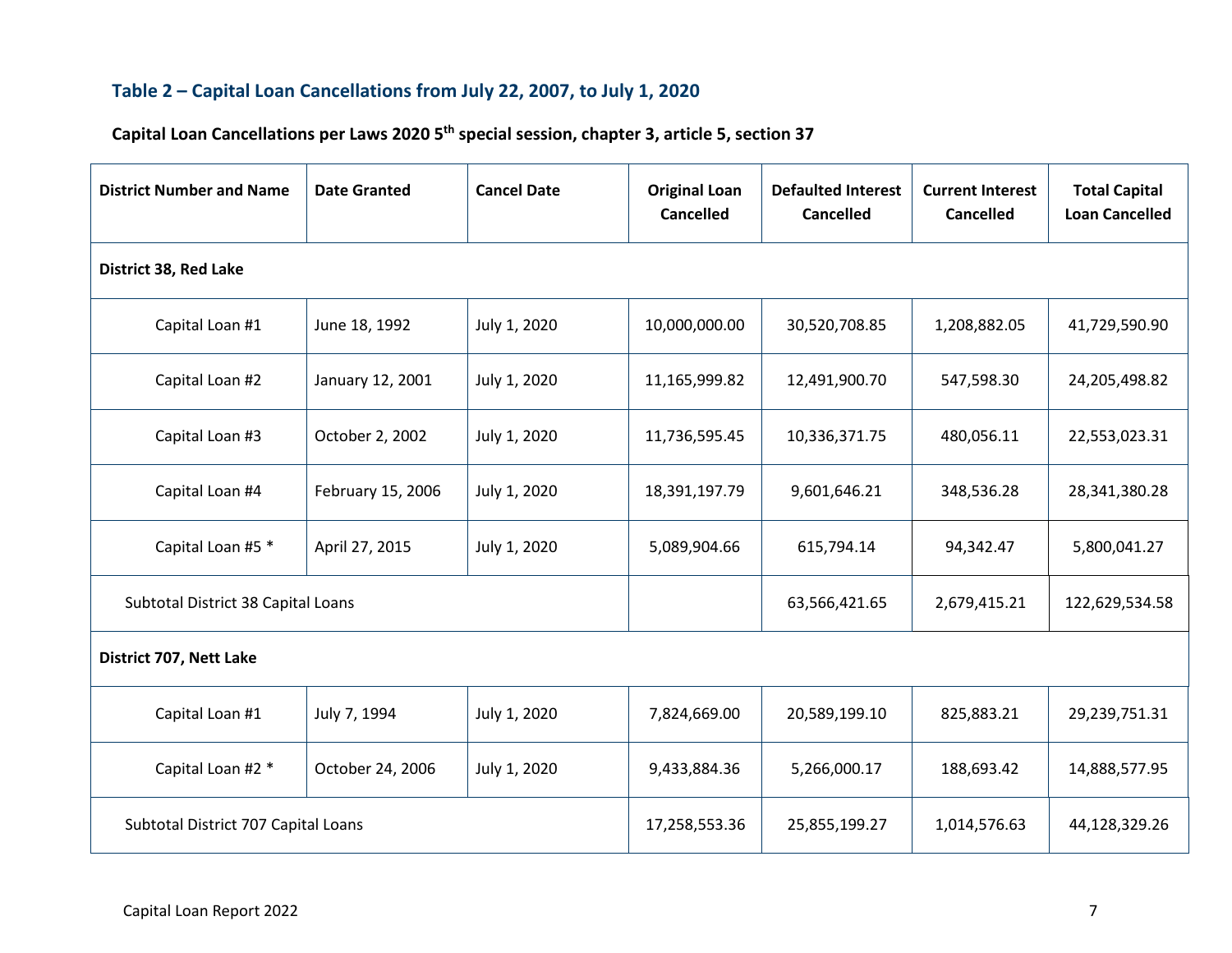### Table 2 – Capital Loan Cancellations from July 22, 2007, to July 1, 2020

**Capital Loan Cancellations per Laws 2020 5th special session, chapter 3, article 5, section 37**

| District Number and Name | Date Granted | Cancel Date | Original Loan Cancelled | Defaulted Interest Cancelled | Current Interest Cancelled | Total Capital Loan Cancelled |
|---|---|---|---|---|---|---|
| **District 38, Red Lake** | | | | | | |
| Capital Loan #1 | June 18, 1992 | July 1, 2020 | 10,000,000.00 | 30,520,708.85 | 1,208,882.05 | 41,729,590.90 |
| Capital Loan #2 | January 12, 2001 | July 1, 2020 | 11,165,999.82 | 12,491,900.70 | 547,598.30 | 24,205,498.82 |
| Capital Loan #3 | October 2, 2002 | July 1, 2020 | 11,736,595.45 | 10,336,371.75 | 480,056.11 | 22,553,023.31 |
| Capital Loan #4 | February 15, 2006 | July 1, 2020 | 18,391,197.79 | 9,601,646.21 | 348,536.28 | 28,341,380.28 |
| Capital Loan #5 * | April 27, 2015 | July 1, 2020 | 5,089,904.66 | 615,794.14 | 94,342.47 | 5,800,041.27 |
| Subtotal District 38 Capital Loans | | | | 63,566,421.65 | 2,679,415.21 | 122,629,534.58 |
| **District 707, Nett Lake** | | | | | | |
| Capital Loan #1 | July 7, 1994 | July 1, 2020 | 7,824,669.00 | 20,589,199.10 | 825,883.21 | 29,239,751.31 |
| Capital Loan #2 * | October 24, 2006 | July 1, 2020 | 9,433,884.36 | 5,266,000.17 | 188,693.42 | 14,888,577.95 |
| Subtotal District 707 Capital Loans | | | 17,258,553.36 | 25,855,199.27 | 1,014,576.63 | 44,128,329.26 |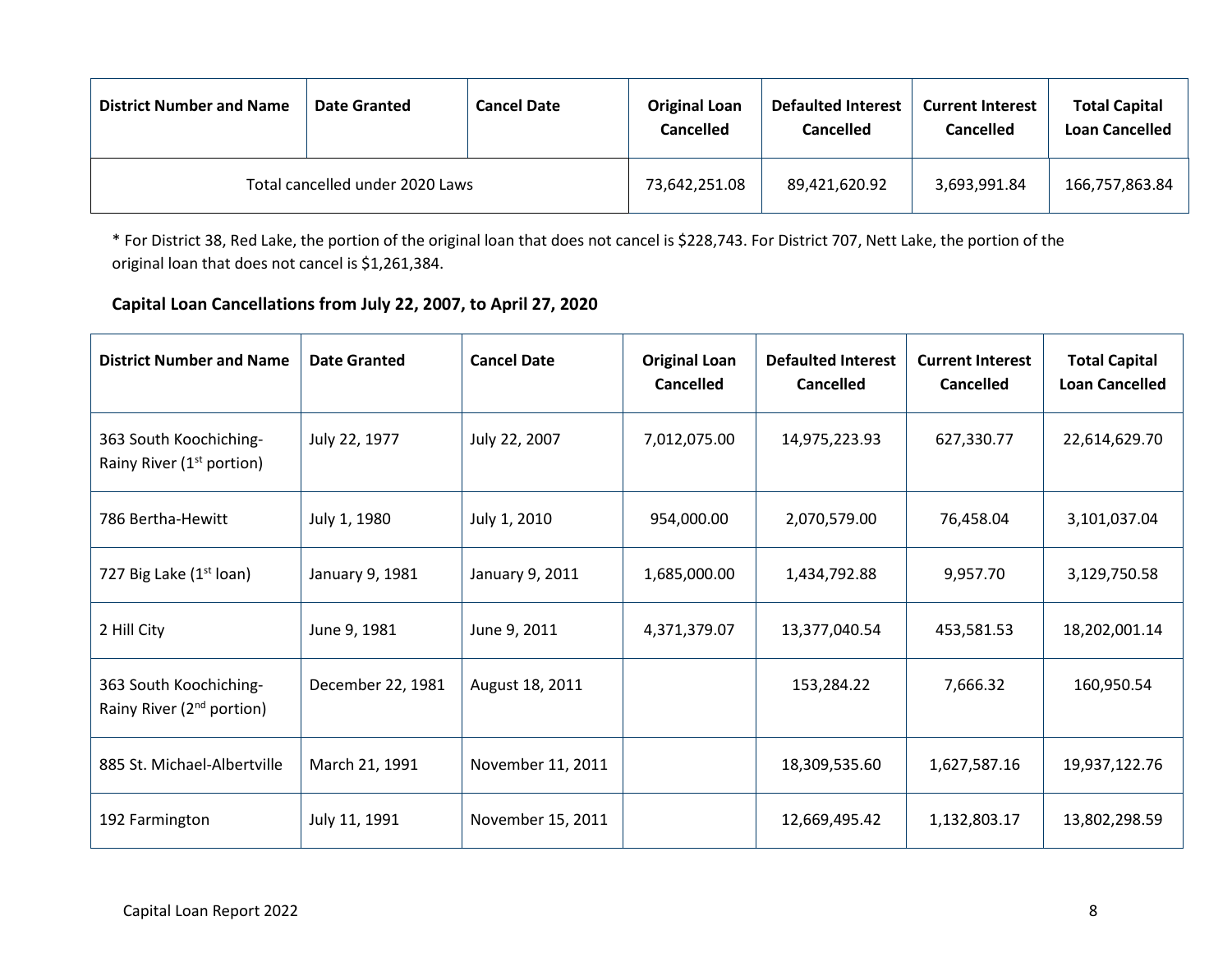| District Number and Name | Date Granted | Cancel Date | Original Loan Cancelled | Defaulted Interest Cancelled | Current Interest Cancelled | Total Capital Loan Cancelled |
|---|---|---|---|---|---|---|
| Total cancelled under 2020 Laws | | | 73,642,251.08 | 89,421,620.92 | 3,693,991.84 | 166,757,863.84 |

* For District 38, Red Lake, the portion of the original loan that does not cancel is $228,743. For District 707, Nett Lake, the portion of the original loan that does not cancel is $1,261,384.

### Capital Loan Cancellations from July 22, 2007, to April 27, 2020

| District Number and Name | Date Granted | Cancel Date | Original Loan Cancelled | Defaulted Interest Cancelled | Current Interest Cancelled | Total Capital Loan Cancelled |
|---|---|---|---|---|---|---|
| 363 South Koochiching-Rainy River (1st portion) | July 22, 1977 | July 22, 2007 | 7,012,075.00 | 14,975,223.93 | 627,330.77 | 22,614,629.70 |
| 786 Bertha-Hewitt | July 1, 1980 | July 1, 2010 | 954,000.00 | 2,070,579.00 | 76,458.04 | 3,101,037.04 |
| 727 Big Lake (1st loan) | January 9, 1981 | January 9, 2011 | 1,685,000.00 | 1,434,792.88 | 9,957.70 | 3,129,750.58 |
| 2 Hill City | June 9, 1981 | June 9, 2011 | 4,371,379.07 | 13,377,040.54 | 453,581.53 | 18,202,001.14 |
| 363 South Koochiching-Rainy River (2nd portion) | December 22, 1981 | August 18, 2011 | | 153,284.22 | 7,666.32 | 160,950.54 |
| 885 St. Michael-Albertville | March 21, 1991 | November 11, 2011 | | 18,309,535.60 | 1,627,587.16 | 19,937,122.76 |
| 192 Farmington | July 11, 1991 | November 15, 2011 | | 12,669,495.42 | 1,132,803.17 | 13,802,298.59 |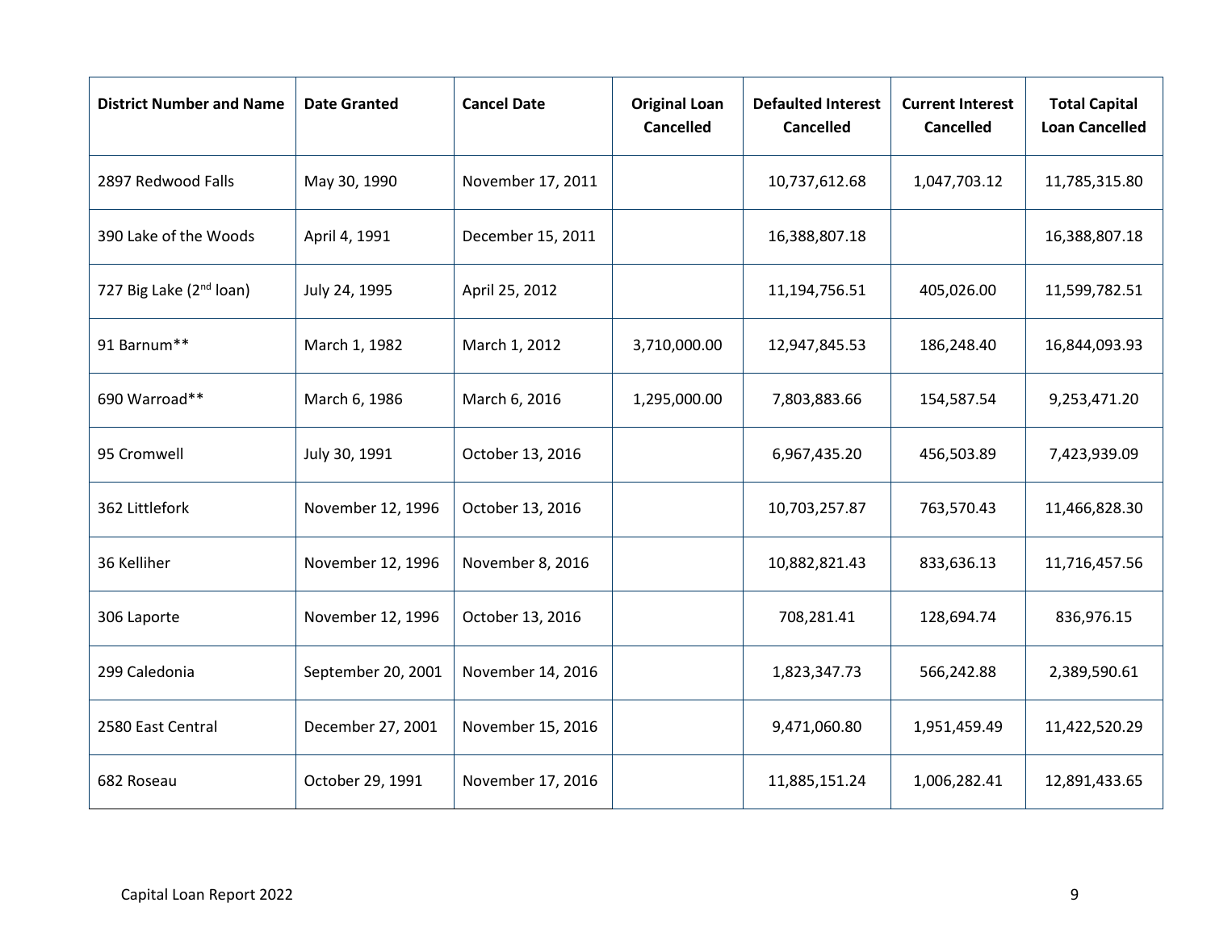| District Number and Name | Date Granted | Cancel Date | Original Loan Cancelled | Defaulted Interest Cancelled | Current Interest Cancelled | Total Capital Loan Cancelled |
|---|---|---|---|---|---|---|
| 2897 Redwood Falls | May 30, 1990 | November 17, 2011 | | 10,737,612.68 | 1,047,703.12 | 11,785,315.80 |
| 390 Lake of the Woods | April 4, 1991 | December 15, 2011 | | 16,388,807.18 | | 16,388,807.18 |
| 727 Big Lake (2nd loan) | July 24, 1995 | April 25, 2012 | | 11,194,756.51 | 405,026.00 | 11,599,782.51 |
| 91 Barnum** | March 1, 1982 | March 1, 2012 | 3,710,000.00 | 12,947,845.53 | 186,248.40 | 16,844,093.93 |
| 690 Warroad** | March 6, 1986 | March 6, 2016 | 1,295,000.00 | 7,803,883.66 | 154,587.54 | 9,253,471.20 |
| 95 Cromwell | July 30, 1991 | October 13, 2016 | | 6,967,435.20 | 456,503.89 | 7,423,939.09 |
| 362 Littlefork | November 12, 1996 | October 13, 2016 | | 10,703,257.87 | 763,570.43 | 11,466,828.30 |
| 36 Kelliher | November 12, 1996 | November 8, 2016 | | 10,882,821.43 | 833,636.13 | 11,716,457.56 |
| 306 Laporte | November 12, 1996 | October 13, 2016 | | 708,281.41 | 128,694.74 | 836,976.15 |
| 299 Caledonia | September 20, 2001 | November 14, 2016 | | 1,823,347.73 | 566,242.88 | 2,389,590.61 |
| 2580 East Central | December 27, 2001 | November 15, 2016 | | 9,471,060.80 | 1,951,459.49 | 11,422,520.29 |
| 682 Roseau | October 29, 1991 | November 17, 2016 | | 11,885,151.24 | 1,006,282.41 | 12,891,433.65 |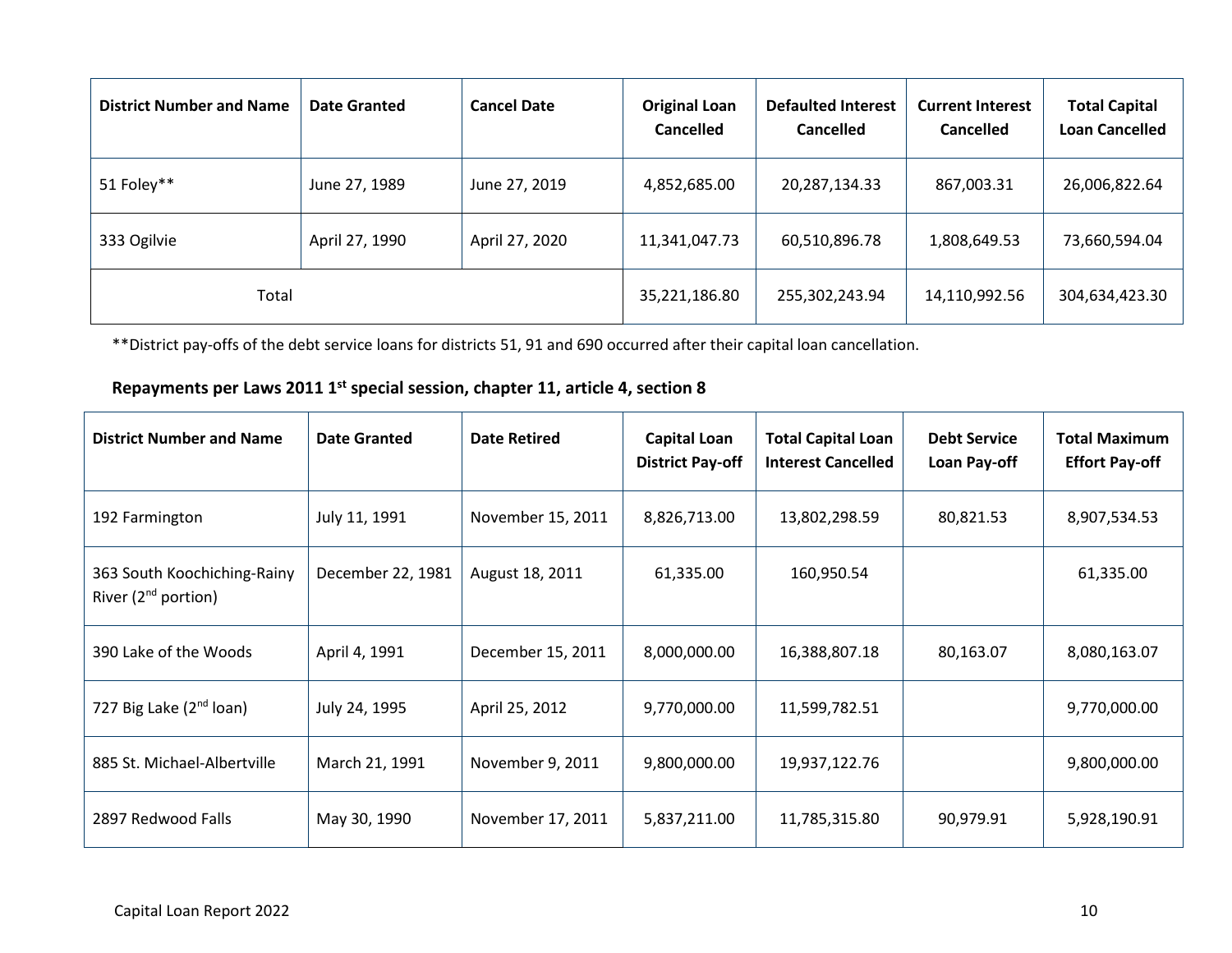| District Number and Name | Date Granted | Cancel Date | Original Loan Cancelled | Defaulted Interest Cancelled | Current Interest Cancelled | Total Capital Loan Cancelled |
|---|---|---|---|---|---|---|
| 51 Foley** | June 27, 1989 | June 27, 2019 | 4,852,685.00 | 20,287,134.33 | 867,003.31 | 26,006,822.64 |
| 333 Ogilvie | April 27, 1990 | April 27, 2020 | 11,341,047.73 | 60,510,896.78 | 1,808,649.53 | 73,660,594.04 |
| Total | | | 35,221,186.80 | 255,302,243.94 | 14,110,992.56 | 304,634,423.30 |

**District pay-offs of the debt service loans for districts 51, 91 and 690 occurred after their capital loan cancellation.

**Repayments per Laws 2011 1st special session, chapter 11, article 4, section 8**

| District Number and Name | Date Granted | Date Retired | Capital Loan District Pay-off | Total Capital Loan Interest Cancelled | Debt Service Loan Pay-off | Total Maximum Effort Pay-off |
|---|---|---|---|---|---|---|
| 192 Farmington | July 11, 1991 | November 15, 2011 | 8,826,713.00 | 13,802,298.59 | 80,821.53 | 8,907,534.53 |
| 363 South Koochiching-Rainy River (2nd portion) | December 22, 1981 | August 18, 2011 | 61,335.00 | 160,950.54 | | 61,335.00 |
| 390 Lake of the Woods | April 4, 1991 | December 15, 2011 | 8,000,000.00 | 16,388,807.18 | 80,163.07 | 8,080,163.07 |
| 727 Big Lake (2nd loan) | July 24, 1995 | April 25, 2012 | 9,770,000.00 | 11,599,782.51 | | 9,770,000.00 |
| 885 St. Michael-Albertville | March 21, 1991 | November 9, 2011 | 9,800,000.00 | 19,937,122.76 | | 9,800,000.00 |
| 2897 Redwood Falls | May 30, 1990 | November 17, 2011 | 5,837,211.00 | 11,785,315.80 | 90,979.91 | 5,928,190.91 |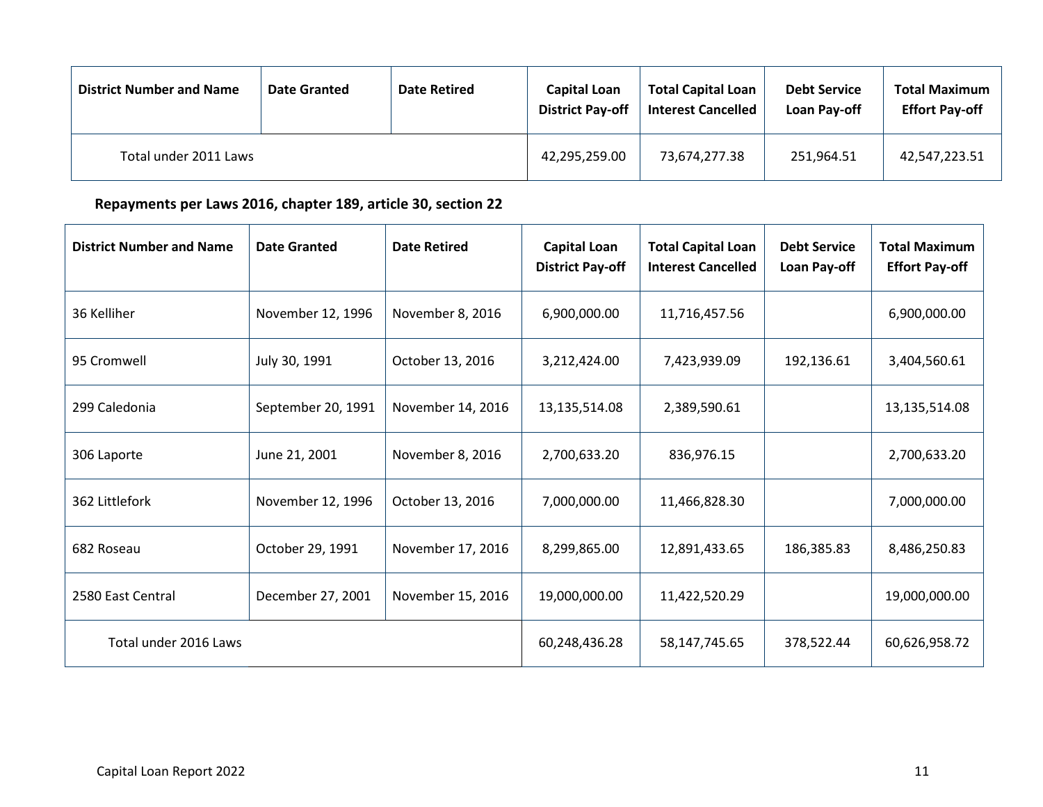| District Number and Name | Date Granted | Date Retired | Capital Loan District Pay-off | Total Capital Loan Interest Cancelled | Debt Service Loan Pay-off | Total Maximum Effort Pay-off |
|---|---|---|---|---|---|---|
| Total under 2011 Laws | | | 42,295,259.00 | 73,674,277.38 | 251,964.51 | 42,547,223.51 |

**Repayments per Laws 2016, chapter 189, article 30, section 22**

| District Number and Name | Date Granted | Date Retired | Capital Loan District Pay-off | Total Capital Loan Interest Cancelled | Debt Service Loan Pay-off | Total Maximum Effort Pay-off |
|---|---|---|---|---|---|---|
| 36 Kelliher | November 12, 1996 | November 8, 2016 | 6,900,000.00 | 11,716,457.56 | | 6,900,000.00 |
| 95 Cromwell | July 30, 1991 | October 13, 2016 | 3,212,424.00 | 7,423,939.09 | 192,136.61 | 3,404,560.61 |
| 299 Caledonia | September 20, 1991 | November 14, 2016 | 13,135,514.08 | 2,389,590.61 | | 13,135,514.08 |
| 306 Laporte | June 21, 2001 | November 8, 2016 | 2,700,633.20 | 836,976.15 | | 2,700,633.20 |
| 362 Littlefork | November 12, 1996 | October 13, 2016 | 7,000,000.00 | 11,466,828.30 | | 7,000,000.00 |
| 682 Roseau | October 29, 1991 | November 17, 2016 | 8,299,865.00 | 12,891,433.65 | 186,385.83 | 8,486,250.83 |
| 2580 East Central | December 27, 2001 | November 15, 2016 | 19,000,000.00 | 11,422,520.29 | | 19,000,000.00 |
| Total under 2016 Laws | | | 60,248,436.28 | 58,147,745.65 | 378,522.44 | 60,626,958.72 |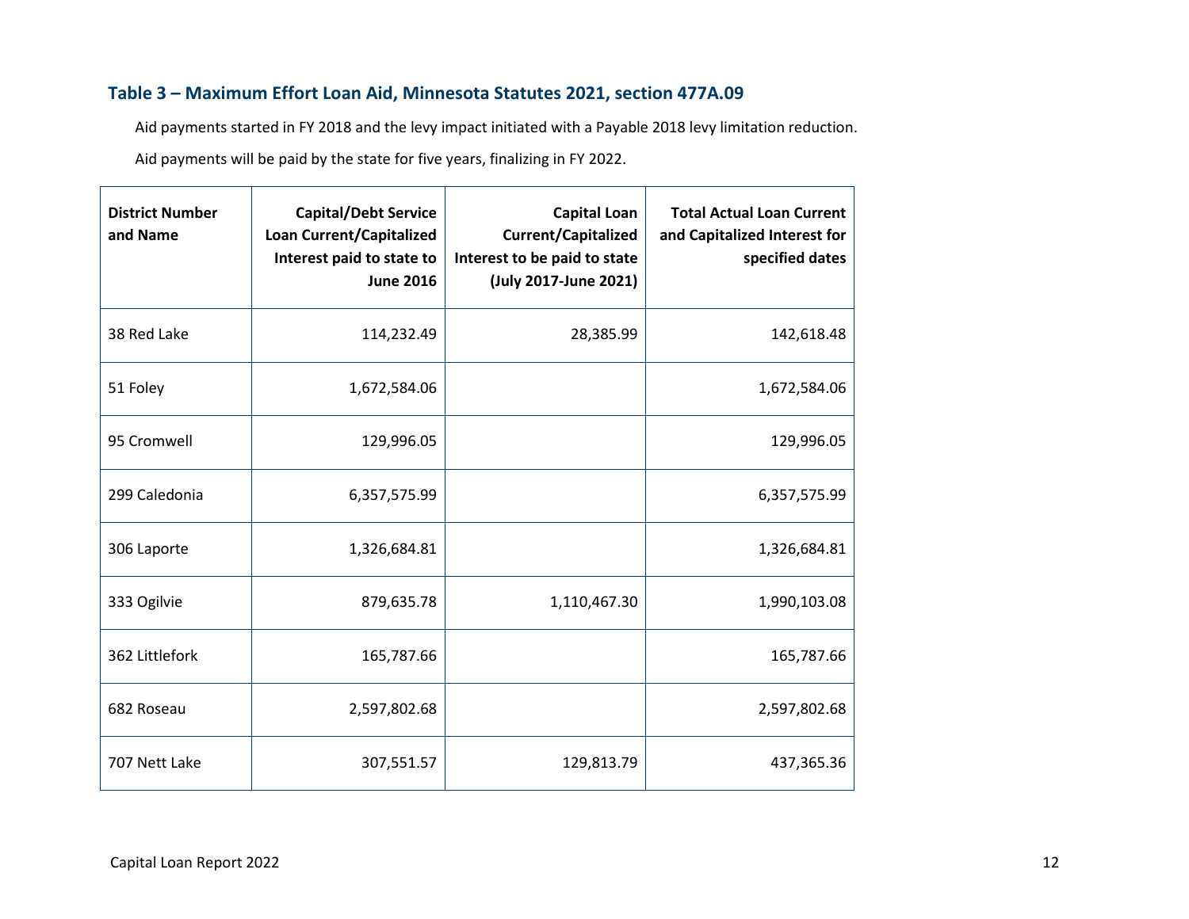### Table 3 – Maximum Effort Loan Aid, Minnesota Statutes 2021, section 477A.09

Aid payments started in FY 2018 and the levy impact initiated with a Payable 2018 levy limitation reduction.

Aid payments will be paid by the state for five years, finalizing in FY 2022.

| District Number and Name | Capital/Debt Service Loan Current/Capitalized Interest paid to state to June 2016 | Capital Loan Current/Capitalized Interest to be paid to state (July 2017-June 2021) | Total Actual Loan Current and Capitalized Interest for specified dates |
|---|---:|---:|---:|
| 38 Red Lake | 114,232.49 | 28,385.99 | 142,618.48 |
| 51 Foley | 1,672,584.06 | | 1,672,584.06 |
| 95 Cromwell | 129,996.05 | | 129,996.05 |
| 299 Caledonia | 6,357,575.99 | | 6,357,575.99 |
| 306 Laporte | 1,326,684.81 | | 1,326,684.81 |
| 333 Ogilvie | 879,635.78 | 1,110,467.30 | 1,990,103.08 |
| 362 Littlefork | 165,787.66 | | 165,787.66 |
| 682 Roseau | 2,597,802.68 | | 2,597,802.68 |
| 707 Nett Lake | 307,551.57 | 129,813.79 | 437,365.36 |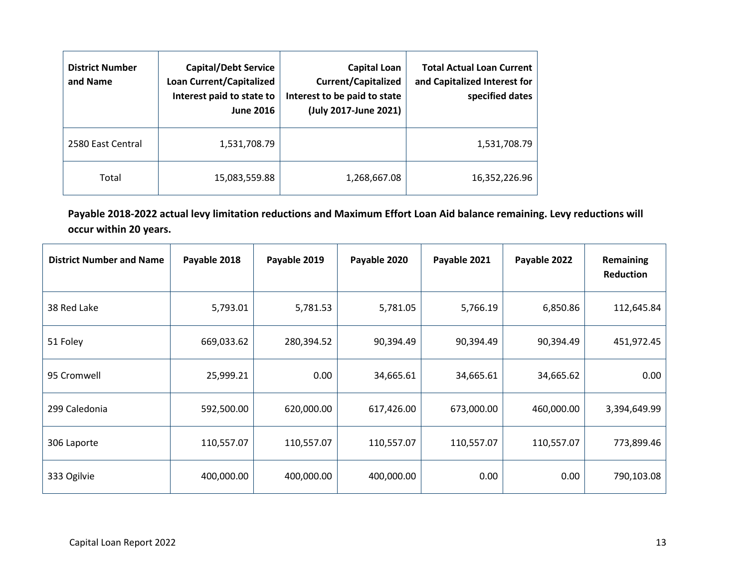| District Number and Name | Capital/Debt Service Loan Current/Capitalized Interest paid to state to June 2016 | Capital Loan Current/Capitalized Interest to be paid to state (July 2017-June 2021) | Total Actual Loan Current and Capitalized Interest for specified dates |
|---|---|---|---|
| 2580 East Central | 1,531,708.79 | | 1,531,708.79 |
| Total | 15,083,559.88 | 1,268,667.08 | 16,352,226.96 |

**Payable 2018-2022 actual levy limitation reductions and Maximum Effort Loan Aid balance remaining. Levy reductions will occur within 20 years.**

| District Number and Name | Payable 2018 | Payable 2019 | Payable 2020 | Payable 2021 | Payable 2022 | Remaining Reduction |
|---|---|---|---|---|---|---|
| 38 Red Lake | 5,793.01 | 5,781.53 | 5,781.05 | 5,766.19 | 6,850.86 | 112,645.84 |
| 51 Foley | 669,033.62 | 280,394.52 | 90,394.49 | 90,394.49 | 90,394.49 | 451,972.45 |
| 95 Cromwell | 25,999.21 | 0.00 | 34,665.61 | 34,665.61 | 34,665.62 | 0.00 |
| 299 Caledonia | 592,500.00 | 620,000.00 | 617,426.00 | 673,000.00 | 460,000.00 | 3,394,649.99 |
| 306 Laporte | 110,557.07 | 110,557.07 | 110,557.07 | 110,557.07 | 110,557.07 | 773,899.46 |
| 333 Ogilvie | 400,000.00 | 400,000.00 | 400,000.00 | 0.00 | 0.00 | 790,103.08 |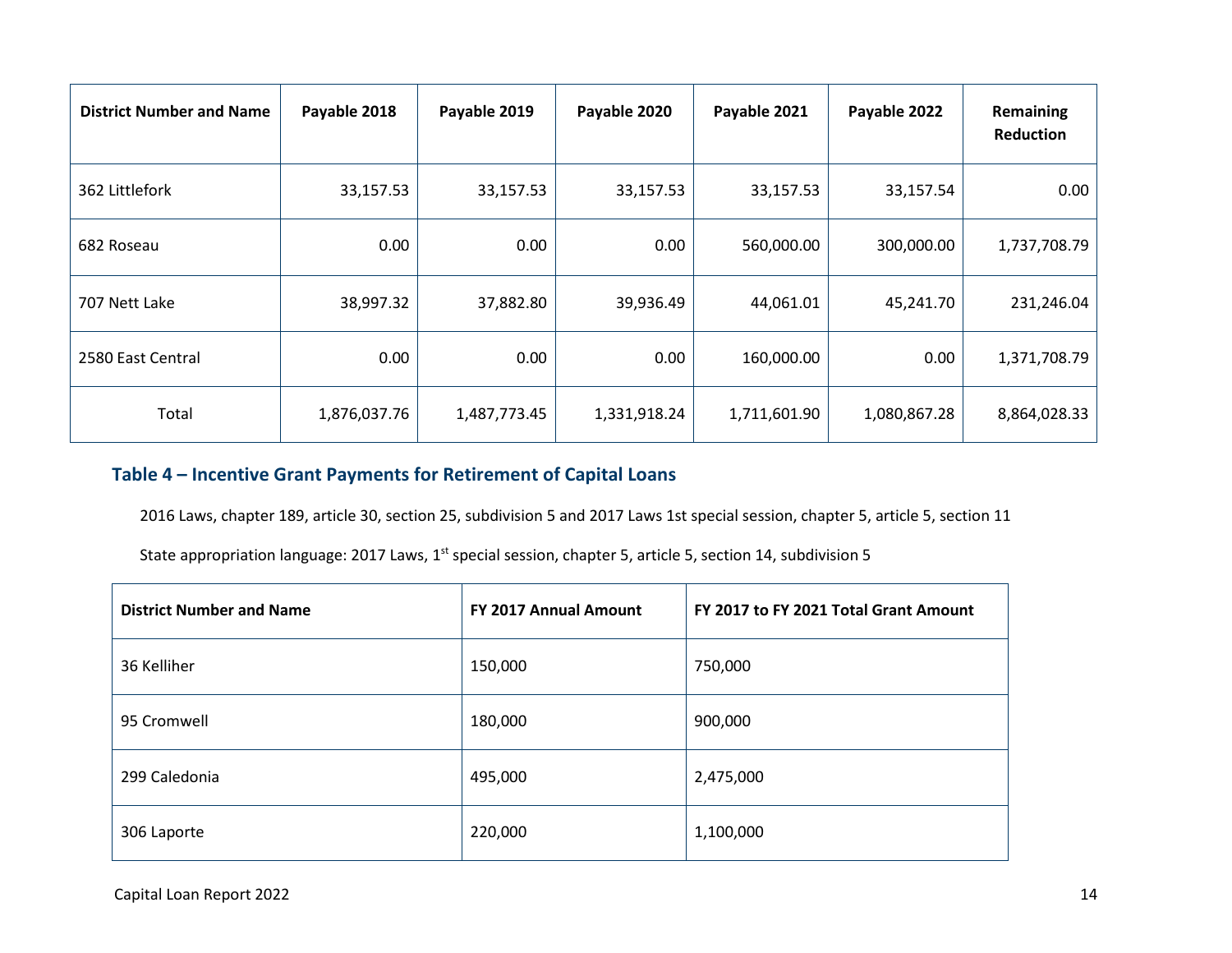| District Number and Name | Payable 2018 | Payable 2019 | Payable 2020 | Payable 2021 | Payable 2022 | Remaining Reduction |
|---|---|---|---|---|---|---|
| 362 Littlefork | 33,157.53 | 33,157.53 | 33,157.53 | 33,157.53 | 33,157.54 | 0.00 |
| 682 Roseau | 0.00 | 0.00 | 0.00 | 560,000.00 | 300,000.00 | 1,737,708.79 |
| 707 Nett Lake | 38,997.32 | 37,882.80 | 39,936.49 | 44,061.01 | 45,241.70 | 231,246.04 |
| 2580 East Central | 0.00 | 0.00 | 0.00 | 160,000.00 | 0.00 | 1,371,708.79 |
| Total | 1,876,037.76 | 1,487,773.45 | 1,331,918.24 | 1,711,601.90 | 1,080,867.28 | 8,864,028.33 |

### Table 4 – Incentive Grant Payments for Retirement of Capital Loans

2016 Laws, chapter 189, article 30, section 25, subdivision 5 and 2017 Laws 1st special session, chapter 5, article 5, section 11

State appropriation language: 2017 Laws, 1st special session, chapter 5, article 5, section 14, subdivision 5

| District Number and Name | FY 2017 Annual Amount | FY 2017 to FY 2021 Total Grant Amount |
|---|---|---|
| 36 Kelliher | 150,000 | 750,000 |
| 95 Cromwell | 180,000 | 900,000 |
| 299 Caledonia | 495,000 | 2,475,000 |
| 306 Laporte | 220,000 | 1,100,000 |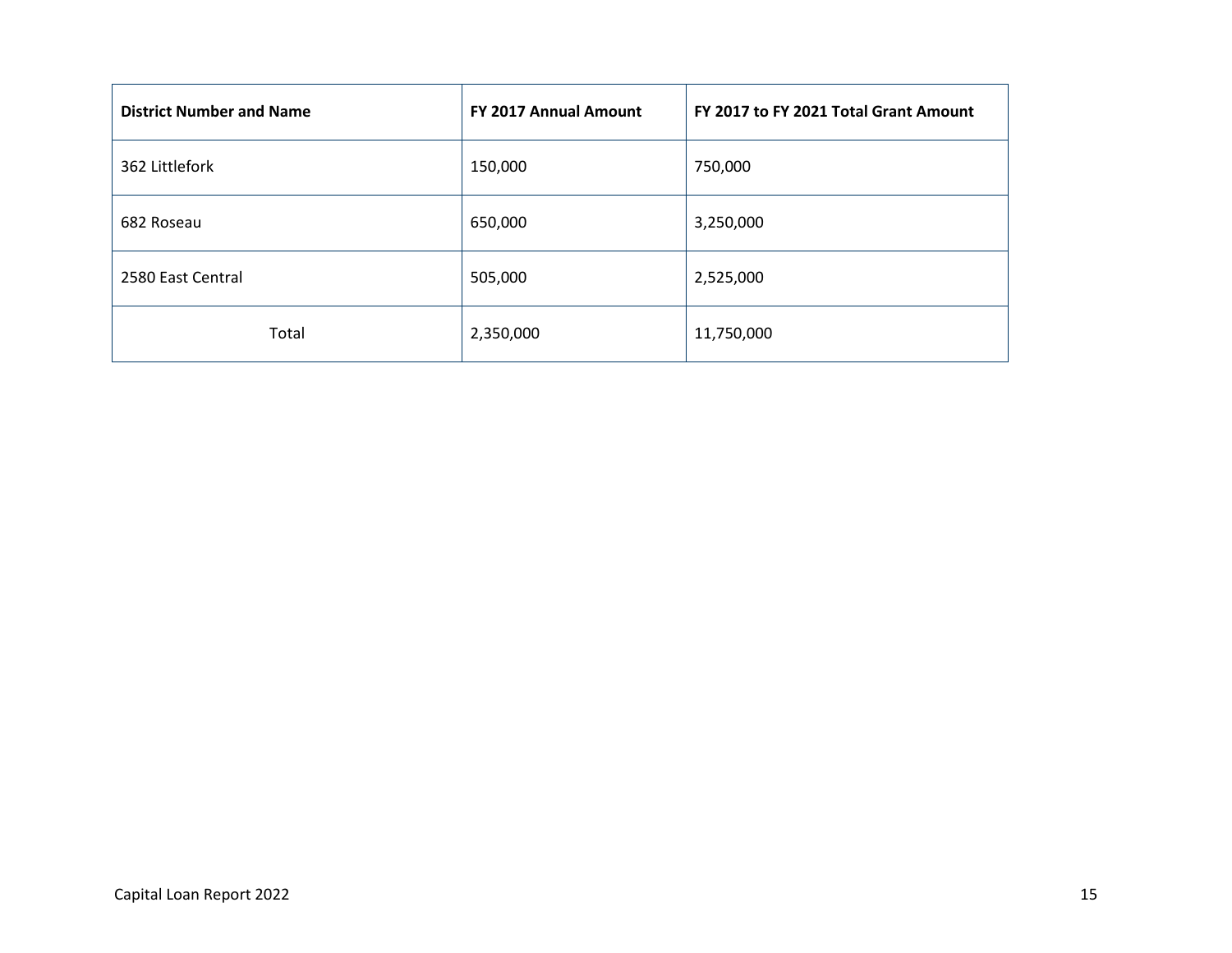| District Number and Name | FY 2017 Annual Amount | FY 2017 to FY 2021 Total Grant Amount |
|---|---|---|
| 362 Littlefork | 150,000 | 750,000 |
| 682 Roseau | 650,000 | 3,250,000 |
| 2580 East Central | 505,000 | 2,525,000 |
| Total | 2,350,000 | 11,750,000 |